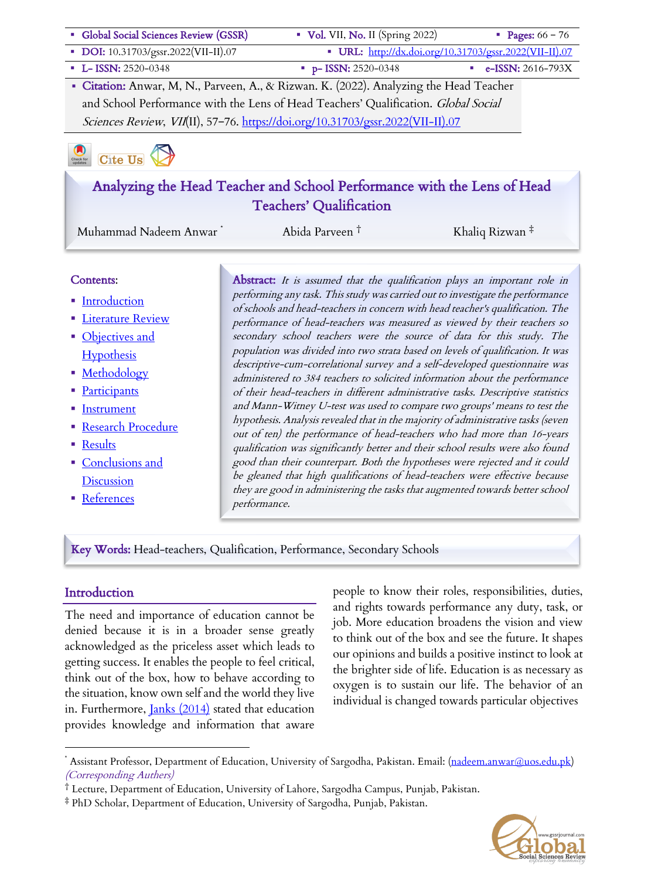- **Citation:** Anwar, M, N., Parveen, A., & Rizwan. K. (2022). Analyzing the Head Teacher and School Performance with the Lens of Head Teachers' Qualification. *Global Social Sciences Review*, *VII*(II), 57-76. https://doi.org/10.31703/gssr.2022(VII-II).07

# Analyzing the Head Teacher and School Performance with the Lens of Head Teachers' Qualification

Muhammad Nadeem Anwar [*] Abida Parveen [†] Khaliq Rizwan [‡]

**Contents:**

- Introduction
- Literature Review
- Objectives and Hypothesis
- Methodology
- Participants
- Instrument
- Research Procedure
- Results
- Conclusions and Discussion
- References

**Abstract:** *It is assumed that the qualification plays an important role in performing any task. This study was carried out to investigate the performance of schools and head-teachers in concern with head teacher's qualification. The performance of head-teachers was measured as viewed by their teachers so secondary school teachers were the source of data for this study. The population was divided into two strata based on levels of qualification. It was descriptive-cum-correlational survey and a self-developed questionnaire was administered to 384 teachers to solicited information about the performance of their head-teachers in different administrative tasks. Descriptive statistics and Mann-Witney U-test was used to compare two groups' means to test the hypothesis. Analysis revealed that in the majority of administrative tasks (seven out of ten) the performance of head-teachers who had more than 16-years qualification was significantly better and their school results were also found good than their counterpart. Both the hypotheses were rejected and it could be gleaned that high qualifications of head-teachers were effective because they are good in administering the tasks that augmented towards better school performance.*

**Key Words:** Head-teachers, Qualification, Performance, Secondary Schools

## Introduction

The need and importance of education cannot be denied because it is in a broader sense greatly acknowledged as the priceless asset which leads to getting success. It enables the people to feel critical, think out of the box, how to behave according to the situation, know own self and the world they live in. Furthermore, Janks (2014) stated that education provides knowledge and information that aware people to know their roles, responsibilities, duties, and rights towards performance any duty, task, or job. More education broadens the vision and view to think out of the box and see the future. It shapes our opinions and builds a positive instinct to look at the brighter side of life. Education is as necessary as oxygen is to sustain our life. The behavior of an individual is changed towards particular objectives

---

[*] Assistant Professor, Department of Education, University of Sargodha, Pakistan. Email: (nadeem.anwar@uos.edu.pk) *(Corresponding Authers)*

[†] Lecture, Department of Education, University of Lahore, Sargodha Campus, Punjab, Pakistan.

[‡] PhD Scholar, Department of Education, University of Sargodha, Punjab, Pakistan.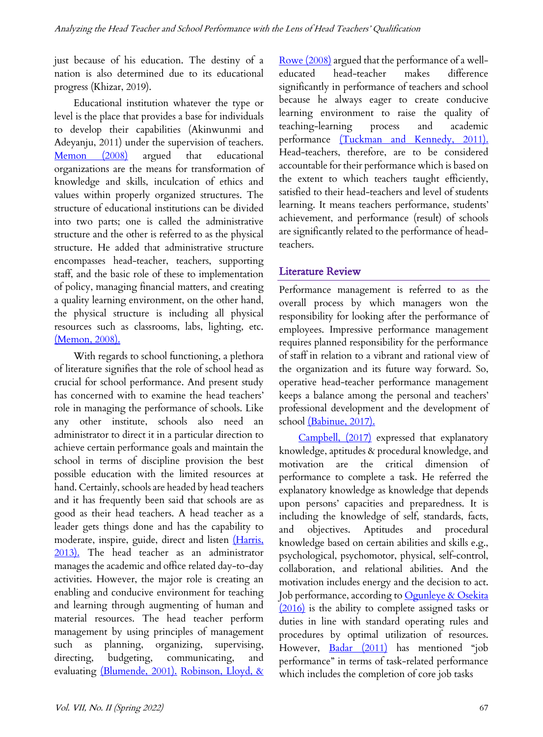just because of his education. The destiny of a nation is also determined due to its educational progress (Khizar, 2019).

Educational institution whatever the type or level is the place that provides a base for individuals to develop their capabilities (Akinwunmi and Adeyanju, 2011) under the supervision of teachers. Memon (2008) argued that educational organizations are the means for transformation of knowledge and skills, inculcation of ethics and values within properly organized structures. The structure of educational institutions can be divided into two parts; one is called the administrative structure and the other is referred to as the physical structure. He added that administrative structure encompasses head-teacher, teachers, supporting staff, and the basic role of these to implementation of policy, managing financial matters, and creating a quality learning environment, on the other hand, the physical structure is including all physical resources such as classrooms, labs, lighting, etc. (Memon, 2008).

With regards to school functioning, a plethora of literature signifies that the role of school head as crucial for school performance. And present study has concerned with to examine the head teachers' role in managing the performance of schools. Like any other institute, schools also need an administrator to direct it in a particular direction to achieve certain performance goals and maintain the school in terms of discipline provision the best possible education with the limited resources at hand. Certainly, schools are headed by head teachers and it has frequently been said that schools are as good as their head teachers. A head teacher as a leader gets things done and has the capability to moderate, inspire, guide, direct and listen (Harris, 2013). The head teacher as an administrator manages the academic and office related day-to-day activities. However, the major role is creating an enabling and conducive environment for teaching and learning through augmenting of human and material resources. The head teacher perform management by using principles of management such as planning, organizing, supervising, directing, budgeting, communicating, and evaluating (Blumende, 2001). Robinson, Lloyd, & Rowe (2008) argued that the performance of a well-educated head-teacher makes difference significantly in performance of teachers and school because he always eager to create conducive learning environment to raise the quality of teaching-learning process and academic performance (Tuckman and Kennedy, 2011). Head-teachers, therefore, are to be considered accountable for their performance which is based on the extent to which teachers taught efficiently, satisfied to their head-teachers and level of students learning. It means teachers performance, students' achievement, and performance (result) of schools are significantly related to the performance of head-teachers.

## Literature Review

Performance management is referred to as the overall process by which managers won the responsibility for looking after the performance of employees. Impressive performance management requires planned responsibility for the performance of staff in relation to a vibrant and rational view of the organization and its future way forward. So, operative head-teacher performance management keeps a balance among the personal and teachers' professional development and the development of school (Babinue, 2017).

Campbell, (2017) expressed that explanatory knowledge, aptitudes & procedural knowledge, and motivation are the critical dimension of performance to complete a task. He referred the explanatory knowledge as knowledge that depends upon persons' capacities and preparedness. It is including the knowledge of self, standards, facts, and objectives. Aptitudes and procedural knowledge based on certain abilities and skills e.g., psychological, psychomotor, physical, self-control, collaboration, and relational abilities. And the motivation includes energy and the decision to act. Job performance, according to Ogunleye & Osekita (2016) is the ability to complete assigned tasks or duties in line with standard operating rules and procedures by optimal utilization of resources. However, Badar (2011) has mentioned "job performance" in terms of task-related performance which includes the completion of core job tasks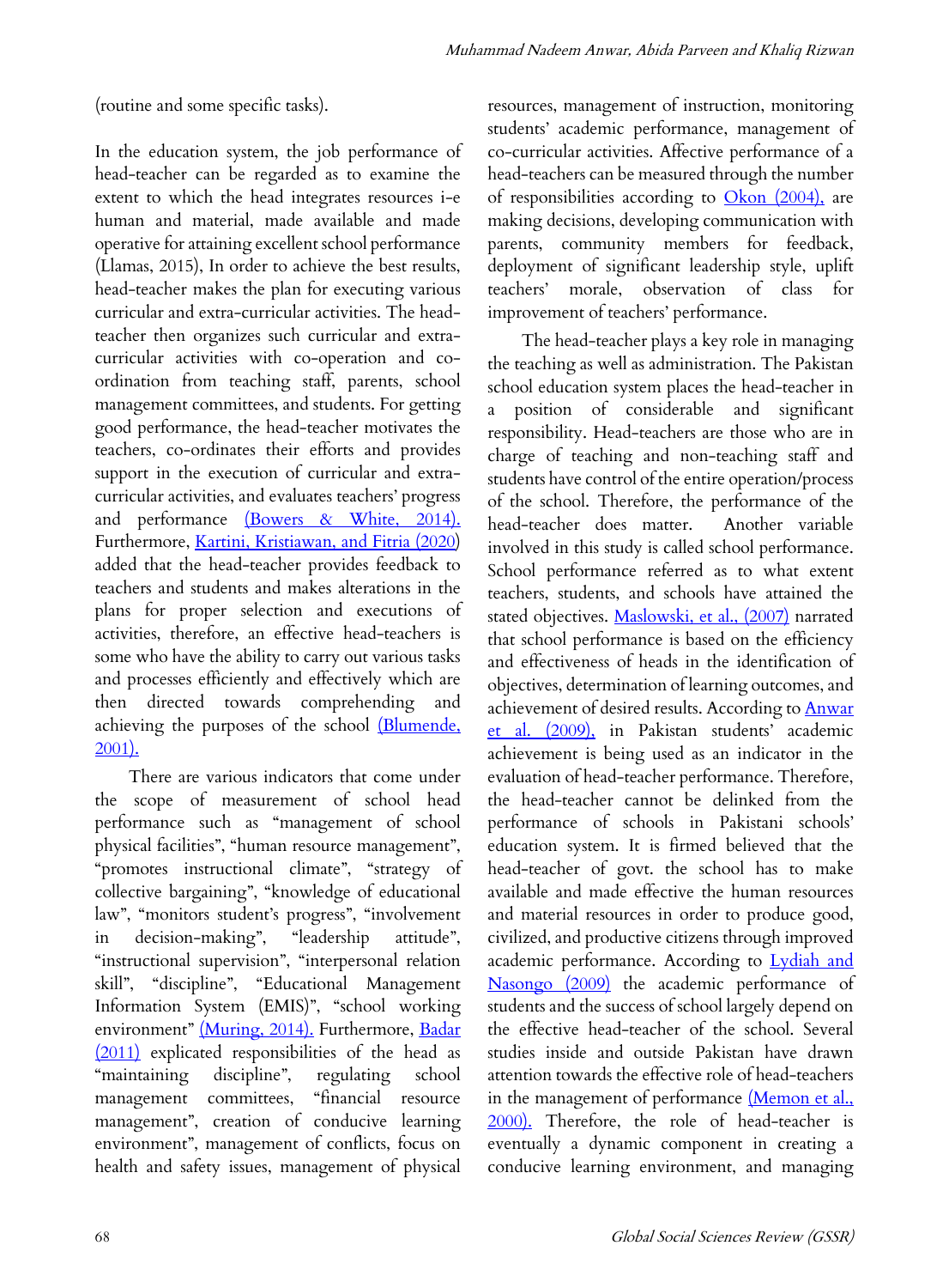(routine and some specific tasks).

In the education system, the job performance of head-teacher can be regarded as to examine the extent to which the head integrates resources i-e human and material, made available and made operative for attaining excellent school performance (Llamas, 2015), In order to achieve the best results, head-teacher makes the plan for executing various curricular and extra-curricular activities. The head-teacher then organizes such curricular and extra-curricular activities with co-operation and co-ordination from teaching staff, parents, school management committees, and students. For getting good performance, the head-teacher motivates the teachers, co-ordinates their efforts and provides support in the execution of curricular and extra-curricular activities, and evaluates teachers' progress and performance (Bowers & White, 2014). Furthermore, Kartini, Kristiawan, and Fitria (2020) added that the head-teacher provides feedback to teachers and students and makes alterations in the plans for proper selection and executions of activities, therefore, an effective head-teachers is some who have the ability to carry out various tasks and processes efficiently and effectively which are then directed towards comprehending and achieving the purposes of the school (Blumende, 2001).

There are various indicators that come under the scope of measurement of school head performance such as "management of school physical facilities", "human resource management", "promotes instructional climate", "strategy of collective bargaining", "knowledge of educational law", "monitors student's progress", "involvement in decision-making", "leadership attitude", "instructional supervision", "interpersonal relation skill", "discipline", "Educational Management Information System (EMIS)", "school working environment" (Muring, 2014). Furthermore, Badar (2011) explicated responsibilities of the head as "maintaining discipline", regulating school management committees, "financial resource management", creation of conducive learning environment", management of conflicts, focus on health and safety issues, management of physical resources, management of instruction, monitoring students' academic performance, management of co-curricular activities. Affective performance of a head-teachers can be measured through the number of responsibilities according to Okon (2004), are making decisions, developing communication with parents, community members for feedback, deployment of significant leadership style, uplift teachers' morale, observation of class for improvement of teachers' performance.

The head-teacher plays a key role in managing the teaching as well as administration. The Pakistan school education system places the head-teacher in a position of considerable and significant responsibility. Head-teachers are those who are in charge of teaching and non-teaching staff and students have control of the entire operation/process of the school. Therefore, the performance of the head-teacher does matter. Another variable involved in this study is called school performance. School performance referred as to what extent teachers, students, and schools have attained the stated objectives. Maslowski, et al., (2007) narrated that school performance is based on the efficiency and effectiveness of heads in the identification of objectives, determination of learning outcomes, and achievement of desired results. According to Anwar et al. (2009), in Pakistan students' academic achievement is being used as an indicator in the evaluation of head-teacher performance. Therefore, the head-teacher cannot be delinked from the performance of schools in Pakistani schools' education system. It is firmed believed that the head-teacher of govt. the school has to make available and made effective the human resources and material resources in order to produce good, civilized, and productive citizens through improved academic performance. According to Lydiah and Nasongo (2009) the academic performance of students and the success of school largely depend on the effective head-teacher of the school. Several studies inside and outside Pakistan have drawn attention towards the effective role of head-teachers in the management of performance (Memon et al., 2000). Therefore, the role of head-teacher is eventually a dynamic component in creating a conducive learning environment, and managing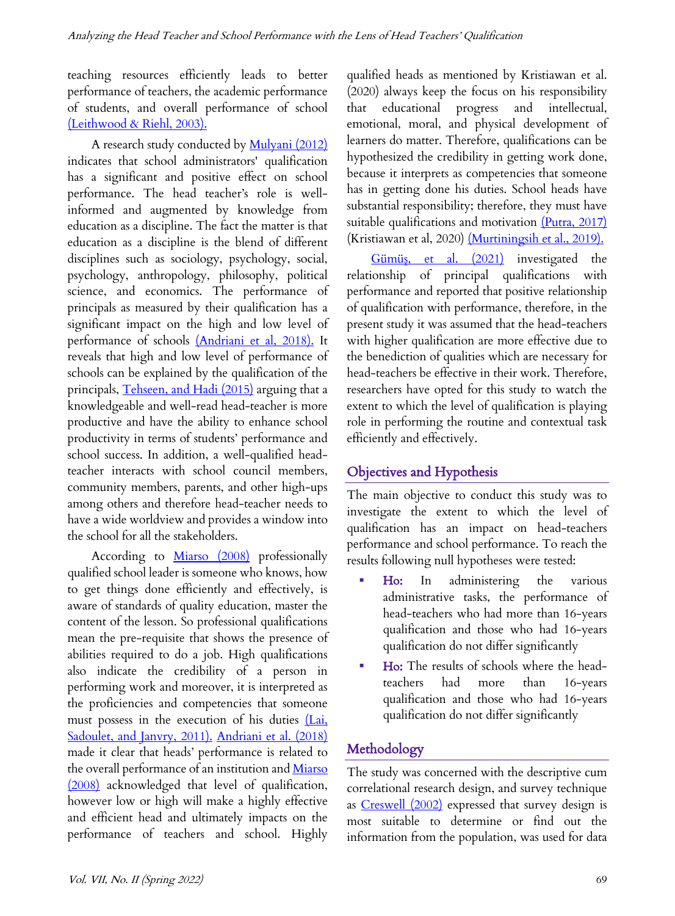teaching resources efficiently leads to better performance of teachers, the academic performance of students, and overall performance of school (Leithwood & Riehl, 2003).

A research study conducted by Mulyani (2012) indicates that school administrators' qualification has a significant and positive effect on school performance. The head teacher's role is well-informed and augmented by knowledge from education as a discipline. The fact the matter is that education as a discipline is the blend of different disciplines such as sociology, psychology, social, psychology, anthropology, philosophy, political science, and economics. The performance of principals as measured by their qualification has a significant impact on the high and low level of performance of schools (Andriani et al, 2018). It reveals that high and low level of performance of schools can be explained by the qualification of the principals, Tehseen, and Hadi (2015) arguing that a knowledgeable and well-read head-teacher is more productive and have the ability to enhance school productivity in terms of students' performance and school success. In addition, a well-qualified head-teacher interacts with school council members, community members, parents, and other high-ups among others and therefore head-teacher needs to have a wide worldview and provides a window into the school for all the stakeholders.

According to Miarso (2008) professionally qualified school leader is someone who knows, how to get things done efficiently and effectively, is aware of standards of quality education, master the content of the lesson. So professional qualifications mean the pre-requisite that shows the presence of abilities required to do a job. High qualifications also indicate the credibility of a person in performing work and moreover, it is interpreted as the proficiencies and competencies that someone must possess in the execution of his duties (Lai, Sadoulet, and Janvry, 2011). Andriani et al. (2018) made it clear that heads' performance is related to the overall performance of an institution and Miarso (2008) acknowledged that level of qualification, however low or high will make a highly effective and efficient head and ultimately impacts on the performance of teachers and school. Highly qualified heads as mentioned by Kristiawan et al. (2020) always keep the focus on his responsibility that educational progress and intellectual, emotional, moral, and physical development of learners do matter. Therefore, qualifications can be hypothesized the credibility in getting work done, because it interprets as competencies that someone has in getting done his duties. School heads have substantial responsibility; therefore, they must have suitable qualifications and motivation (Putra, 2017) (Kristiawan et al, 2020) (Murtiningsih et al., 2019).

Gümüş, et al. (2021) investigated the relationship of principal qualifications with performance and reported that positive relationship of qualification with performance, therefore, in the present study it was assumed that the head-teachers with higher qualification are more effective due to the benediction of qualities which are necessary for head-teachers be effective in their work. Therefore, researchers have opted for this study to watch the extent to which the level of qualification is playing role in performing the routine and contextual task efficiently and effectively.

## Objectives and Hypothesis

The main objective to conduct this study was to investigate the extent to which the level of qualification has an impact on head-teachers performance and school performance. To reach the results following null hypotheses were tested:

- **Ho:** In administering the various administrative tasks, the performance of head-teachers who had more than 16-years qualification and those who had 16-years qualification do not differ significantly
- **Ho:** The results of schools where the head-teachers had more than 16-years qualification and those who had 16-years qualification do not differ significantly

## Methodology

The study was concerned with the descriptive cum correlational research design, and survey technique as Creswell (2002) expressed that survey design is most suitable to determine or find out the information from the population, was used for data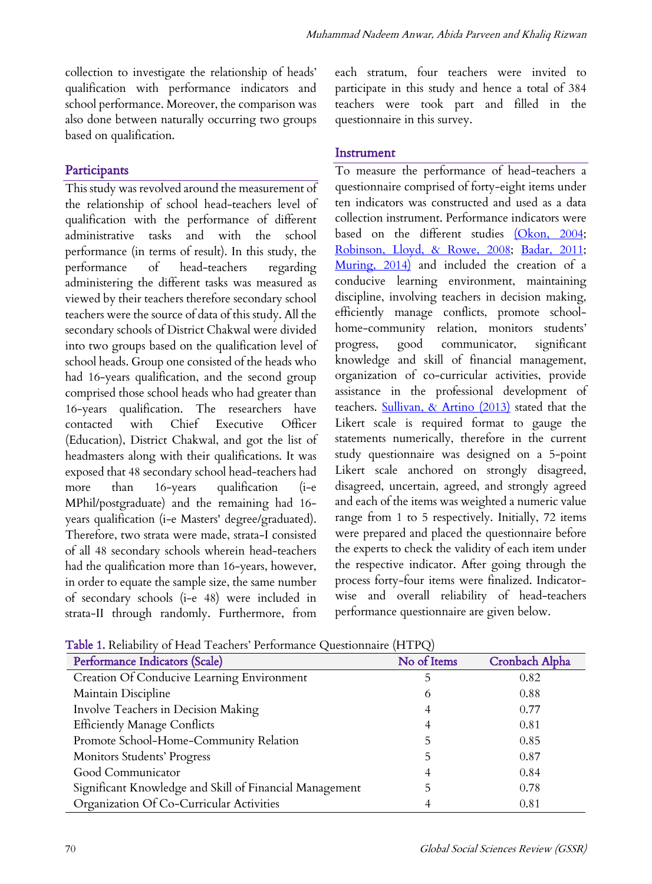collection to investigate the relationship of heads' qualification with performance indicators and school performance. Moreover, the comparison was also done between naturally occurring two groups based on qualification.

## Participants

This study was revolved around the measurement of the relationship of school head-teachers level of qualification with the performance of different administrative tasks and with the school performance (in terms of result). In this study, the performance of head-teachers regarding administering the different tasks was measured as viewed by their teachers therefore secondary school teachers were the source of data of this study. All the secondary schools of District Chakwal were divided into two groups based on the qualification level of school heads. Group one consisted of the heads who had 16-years qualification, and the second group comprised those school heads who had greater than 16-years qualification. The researchers have contacted with Chief Executive Officer (Education), District Chakwal, and got the list of headmasters along with their qualifications. It was exposed that 48 secondary school head-teachers had more than 16-years qualification (i-e MPhil/postgraduate) and the remaining had 16-years qualification (i-e Masters' degree/graduated). Therefore, two strata were made, strata-I consisted of all 48 secondary schools wherein head-teachers had the qualification more than 16-years, however, in order to equate the sample size, the same number of secondary schools (i-e 48) were included in strata-II through randomly. Furthermore, from each stratum, four teachers were invited to participate in this study and hence a total of 384 teachers were took part and filled in the questionnaire in this survey.

## Instrument

To measure the performance of head-teachers a questionnaire comprised of forty-eight items under ten indicators was constructed and used as a data collection instrument. Performance indicators were based on the different studies (Okon, 2004; Robinson, Lloyd, & Rowe, 2008; Badar, 2011; Muring, 2014) and included the creation of a conducive learning environment, maintaining discipline, involving teachers in decision making, efficiently manage conflicts, promote school-home-community relation, monitors students' progress, good communicator, significant knowledge and skill of financial management, organization of co-curricular activities, provide assistance in the professional development of teachers. Sullivan, & Artino (2013) stated that the Likert scale is required format to gauge the statements numerically, therefore in the current study questionnaire was designed on a 5-point Likert scale anchored on strongly disagreed, disagreed, uncertain, agreed, and strongly agreed and each of the items was weighted a numeric value range from 1 to 5 respectively. Initially, 72 items were prepared and placed the questionnaire before the experts to check the validity of each item under the respective indicator. After going through the process forty-four items were finalized. Indicator-wise and overall reliability of head-teachers performance questionnaire are given below.

**Table 1.** Reliability of Head Teachers' Performance Questionnaire (HTPQ)

| Performance Indicators (Scale) | No of Items | Cronbach Alpha |
|---|---|---|
| Creation Of Conducive Learning Environment | 5 | 0.82 |
| Maintain Discipline | 6 | 0.88 |
| Involve Teachers in Decision Making | 4 | 0.77 |
| Efficiently Manage Conflicts | 4 | 0.81 |
| Promote School-Home-Community Relation | 5 | 0.85 |
| Monitors Students' Progress | 5 | 0.87 |
| Good Communicator | 4 | 0.84 |
| Significant Knowledge and Skill of Financial Management | 5 | 0.78 |
| Organization Of Co-Curricular Activities | 4 | 0.81 |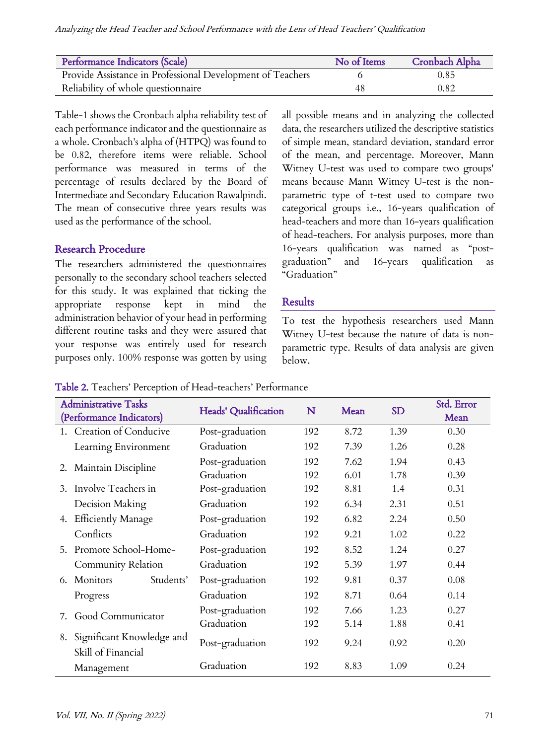| Performance Indicators (Scale) | No of Items | Cronbach Alpha |
|---|---|---|
| Provide Assistance in Professional Development of Teachers | 6 | 0.85 |
| Reliability of whole questionnaire | 48 | 0.82 |

Table-1 shows the Cronbach alpha reliability test of each performance indicator and the questionnaire as a whole. Cronbach's alpha of (HTPQ) was found to be 0.82, therefore items were reliable. School performance was measured in terms of the percentage of results declared by the Board of Intermediate and Secondary Education Rawalpindi. The mean of consecutive three years results was used as the performance of the school.

## Research Procedure

The researchers administered the questionnaires personally to the secondary school teachers selected for this study. It was explained that ticking the appropriate response kept in mind the administration behavior of your head in performing different routine tasks and they were assured that your response was entirely used for research purposes only. 100% response was gotten by using all possible means and in analyzing the collected data, the researchers utilized the descriptive statistics of simple mean, standard deviation, standard error of the mean, and percentage. Moreover, Mann Witney U-test was used to compare two groups' means because Mann Witney U-test is the non-parametric type of t-test used to compare two categorical groups i.e., 16-years qualification of head-teachers and more than 16-years qualification of head-teachers. For analysis purposes, more than 16-years qualification was named as "post-graduation" and 16-years qualification as "Graduation"

## Results

To test the hypothesis researchers used Mann Witney U-test because the nature of data is non-parametric type. Results of data analysis are given below.

**Table 2.** Teachers' Perception of Head-teachers' Performance

| Administrative Tasks (Performance Indicators) | Heads' Qualification | N | Mean | SD | Std. Error Mean |
|---|---|---|---|---|---|
| 1. Creation of Conducive Learning Environment | Post-graduation | 192 | 8.72 | 1.39 | 0.30 |
| | Graduation | 192 | 7.39 | 1.26 | 0.28 |
| 2. Maintain Discipline | Post-graduation | 192 | 7.62 | 1.94 | 0.43 |
| | Graduation | 192 | 6.01 | 1.78 | 0.39 |
| 3. Involve Teachers in Decision Making | Post-graduation | 192 | 8.81 | 1.4 | 0.31 |
| | Graduation | 192 | 6.34 | 2.31 | 0.51 |
| 4. Efficiently Manage Conflicts | Post-graduation | 192 | 6.82 | 2.24 | 0.50 |
| | Graduation | 192 | 9.21 | 1.02 | 0.22 |
| 5. Promote School-Home-Community Relation | Post-graduation | 192 | 8.52 | 1.24 | 0.27 |
| | Graduation | 192 | 5.39 | 1.97 | 0.44 |
| 6. Monitors Students' Progress | Post-graduation | 192 | 9.81 | 0.37 | 0.08 |
| | Graduation | 192 | 8.71 | 0.64 | 0.14 |
| 7. Good Communicator | Post-graduation | 192 | 7.66 | 1.23 | 0.27 |
| | Graduation | 192 | 5.14 | 1.88 | 0.41 |
| 8. Significant Knowledge and Skill of Financial Management | Post-graduation | 192 | 9.24 | 0.92 | 0.20 |
| | Graduation | 192 | 8.83 | 1.09 | 0.24 |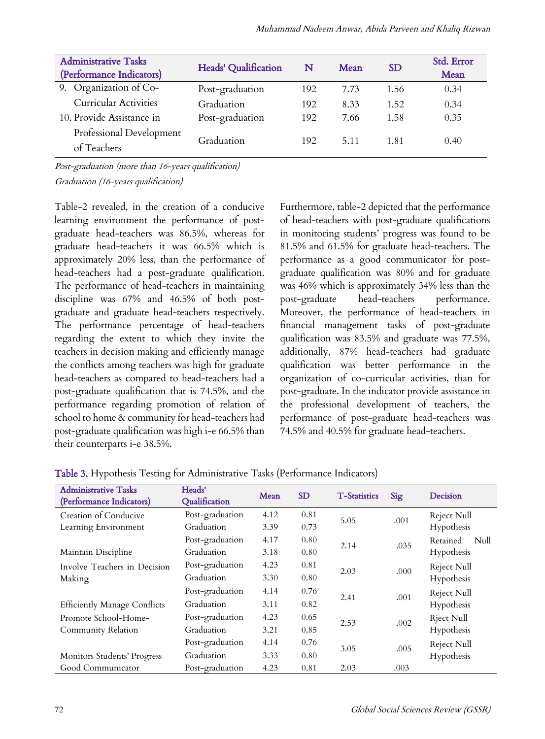| Administrative Tasks (Performance Indicators) | Heads' Qualification | N | Mean | SD | Std. Error Mean |
|---|---|---|---|---|---|
| 9. Organization of Co-Curricular Activities | Post-graduation | 192 | 7.73 | 1.56 | 0.34 |
| | Graduation | 192 | 8.33 | 1.52 | 0.34 |
| 10. Provide Assistance in Professional Development of Teachers | Post-graduation | 192 | 7.66 | 1.58 | 0.35 |
| | Graduation | 192 | 5.11 | 1.81 | 0.40 |

*Post-graduation (more than 16-years qualification)*

*Graduation (16-years qualification)*

Table-2 revealed, in the creation of a conducive learning environment the performance of post-graduate head-teachers was 86.5%, whereas for graduate head-teachers it was 66.5% which is approximately 20% less, than the performance of head-teachers had a post-graduate qualification. The performance of head-teachers in maintaining discipline was 67% and 46.5% of both post-graduate and graduate head-teachers respectively. The performance percentage of head-teachers regarding the extent to which they invite the teachers in decision making and efficiently manage the conflicts among teachers was high for graduate head-teachers as compared to head-teachers had a post-graduate qualification that is 74.5%, and the performance regarding promotion of relation of school to home & community for head-teachers had post-graduate qualification was high i-e 66.5% than their counterparts i-e 38.5%.

Furthermore, table-2 depicted that the performance of head-teachers with post-graduate qualifications in monitoring students' progress was found to be 81.5% and 61.5% for graduate head-teachers. The performance as a good communicator for post-graduate qualification was 80% and for graduate was 46% which is approximately 34% less than the post-graduate head-teachers performance. Moreover, the performance of head-teachers in financial management tasks of post-graduate qualification was 83.5% and graduate was 77.5%, additionally, 87% head-teachers had graduate qualification was better performance in the organization of co-curricular activities, than for post-graduate. In the indicator provide assistance in the professional development of teachers, the performance of post-graduate head-teachers was 74.5% and 40.5% for graduate head-teachers.

Table 3. Hypothesis Testing for Administrative Tasks (Performance Indicators)

| Administrative Tasks (Performance Indicators) | Heads' Qualification | Mean | SD | T-Statistics | Sig | Decision |
|---|---|---|---|---|---|---|
| Creation of Conducive Learning Environment | Post-graduation | 4.12 | 0.81 | 5.05 | .001 | Reject Null Hypothesis |
| | Graduation | 3.39 | 0.73 | | | |
| Maintain Discipline | Post-graduation | 4.17 | 0.80 | 2.14 | .035 | Retained Null Hypothesis |
| | Graduation | 3.18 | 0.80 | | | |
| Involve Teachers in Decision Making | Post-graduation | 4.23 | 0.81 | 2.03 | .000 | Reject Null Hypothesis |
| | Graduation | 3.30 | 0.80 | | | |
| Efficiently Manage Conflicts | Post-graduation | 4.14 | 0.76 | 2.41 | .001 | Reject Null Hypothesis |
| | Graduation | 3.11 | 0.82 | | | |
| Promote School-Home-Community Relation | Post-graduation | 4.23 | 0.65 | 2.53 | .002 | Rject Null Hypothesis |
| | Graduation | 3.21 | 0.85 | | | |
| Monitors Students' Progress | Post-graduation | 4.14 | 0.76 | 3.05 | .005 | Reject Null Hypothesis |
| | Graduation | 3.33 | 0.80 | | | |
| Good Communicator | Post-graduation | 4.23 | 0.81 | 2.03 | .003 | |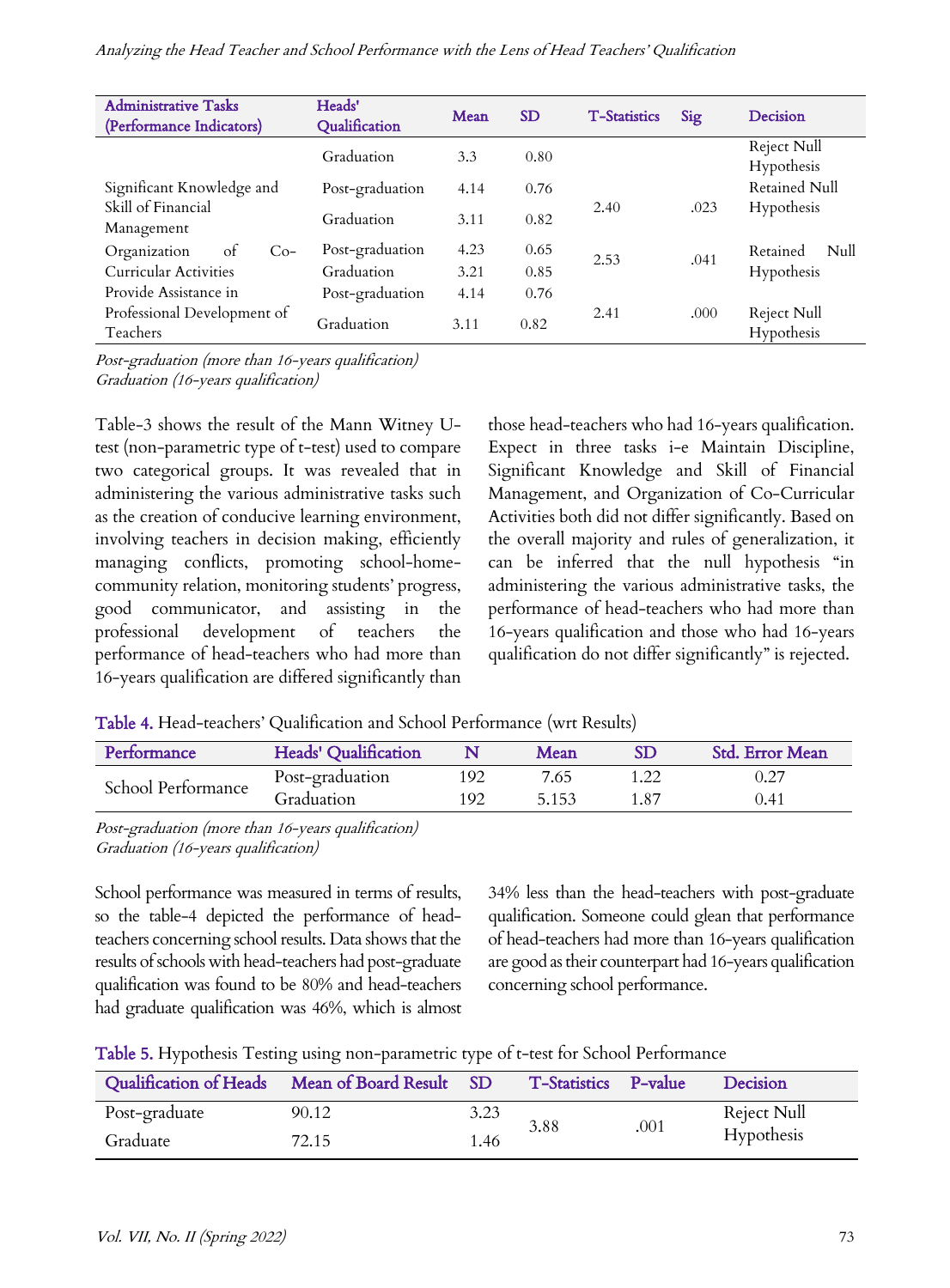| Administrative Tasks (Performance Indicators) | Heads' Qualification | Mean | SD | T-Statistics | Sig | Decision |
|---|---|---|---|---|---|---|
| | Graduation | 3.3 | 0.80 | | | Reject Null Hypothesis |
| Significant Knowledge and Skill of Financial Management | Post-graduation | 4.14 | 0.76 | 2.40 | .023 | Retained Null Hypothesis |
| | Graduation | 3.11 | 0.82 | | | |
| Organization of Co-Curricular Activities | Post-graduation | 4.23 | 0.65 | 2.53 | .041 | Retained Null Hypothesis |
| | Graduation | 3.21 | 0.85 | | | |
| Provide Assistance in Professional Development of Teachers | Post-graduation | 4.14 | 0.76 | 2.41 | .000 | Reject Null Hypothesis |
| | Graduation | 3.11 | 0.82 | | | |

*Post-graduation (more than 16-years qualification)*
*Graduation (16-years qualification)*

Table-3 shows the result of the Mann Witney U-test (non-parametric type of t-test) used to compare two categorical groups. It was revealed that in administering the various administrative tasks such as the creation of conducive learning environment, involving teachers in decision making, efficiently managing conflicts, promoting school-home-community relation, monitoring students' progress, good communicator, and assisting in the professional development of teachers the performance of head-teachers who had more than 16-years qualification are differed significantly than those head-teachers who had 16-years qualification. Expect in three tasks i-e Maintain Discipline, Significant Knowledge and Skill of Financial Management, and Organization of Co-Curricular Activities both did not differ significantly. Based on the overall majority and rules of generalization, it can be inferred that the null hypothesis "in administering the various administrative tasks, the performance of head-teachers who had more than 16-years qualification and those who had 16-years qualification do not differ significantly" is rejected.

**Table 4.** Head-teachers' Qualification and School Performance (wrt Results)

| Performance | Heads' Qualification | N | Mean | SD | Std. Error Mean |
|---|---|---|---|---|---|
| School Performance | Post-graduation | 192 | 7.65 | 1.22 | 0.27 |
| | Graduation | 192 | 5.153 | 1.87 | 0.41 |

*Post-graduation (more than 16-years qualification)*
*Graduation (16-years qualification)*

School performance was measured in terms of results, so the table-4 depicted the performance of head-teachers concerning school results. Data shows that the results of schools with head-teachers had post-graduate qualification was found to be 80% and head-teachers had graduate qualification was 46%, which is almost 34% less than the head-teachers with post-graduate qualification. Someone could glean that performance of head-teachers had more than 16-years qualification are good as their counterpart had 16-years qualification concerning school performance.

**Table 5.** Hypothesis Testing using non-parametric type of t-test for School Performance

| Qualification of Heads | Mean of Board Result | SD | T-Statistics | P-value | Decision |
|---|---|---|---|---|---|
| Post-graduate | 90.12 | 3.23 | 3.88 | .001 | Reject Null Hypothesis |
| Graduate | 72.15 | 1.46 | | | |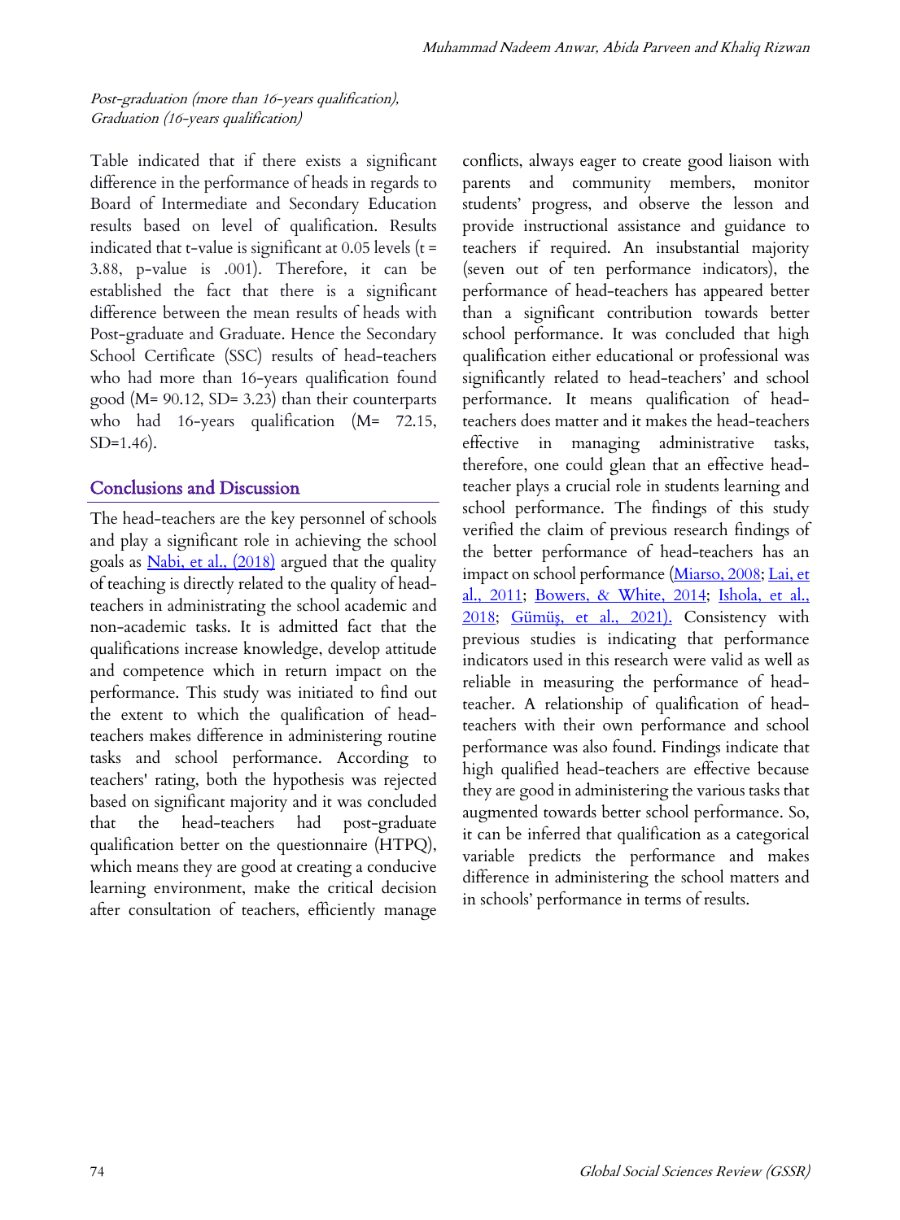*Post-graduation (more than 16-years qualification), Graduation (16-years qualification)*

Table indicated that if there exists a significant difference in the performance of heads in regards to Board of Intermediate and Secondary Education results based on level of qualification. Results indicated that t-value is significant at 0.05 levels ($t = 3.88$, p-value is .001). Therefore, it can be established the fact that there is a significant difference between the mean results of heads with Post-graduate and Graduate. Hence the Secondary School Certificate (SSC) results of head-teachers who had more than 16-years qualification found good ($M= 90.12$, $SD= 3.23$) than their counterparts who had 16-years qualification ($M= 72.15$, $SD=1.46$).

## Conclusions and Discussion

The head-teachers are the key personnel of schools and play a significant role in achieving the school goals as Nabi, et al., (2018) argued that the quality of teaching is directly related to the quality of head-teachers in administrating the school academic and non-academic tasks. It is admitted fact that the qualifications increase knowledge, develop attitude and competence which in return impact on the performance. This study was initiated to find out the extent to which the qualification of head-teachers makes difference in administering routine tasks and school performance. According to teachers' rating, both the hypothesis was rejected based on significant majority and it was concluded that the head-teachers had post-graduate qualification better on the questionnaire (HTPQ), which means they are good at creating a conducive learning environment, make the critical decision after consultation of teachers, efficiently manage conflicts, always eager to create good liaison with parents and community members, monitor students' progress, and observe the lesson and provide instructional assistance and guidance to teachers if required. An insubstantial majority (seven out of ten performance indicators), the performance of head-teachers has appeared better than a significant contribution towards better school performance. It was concluded that high qualification either educational or professional was significantly related to head-teachers' and school performance. It means qualification of head-teachers does matter and it makes the head-teachers effective in managing administrative tasks, therefore, one could glean that an effective head-teacher plays a crucial role in students learning and school performance. The findings of this study verified the claim of previous research findings of the better performance of head-teachers has an impact on school performance (Miarso, 2008; Lai, et al., 2011; Bowers, & White, 2014; Ishola, et al., 2018; Gümüş, et al., 2021). Consistency with previous studies is indicating that performance indicators used in this research were valid as well as reliable in measuring the performance of head-teacher. A relationship of qualification of head-teachers with their own performance and school performance was also found. Findings indicate that high qualified head-teachers are effective because they are good in administering the various tasks that augmented towards better school performance. So, it can be inferred that qualification as a categorical variable predicts the performance and makes difference in administering the school matters and in schools' performance in terms of results.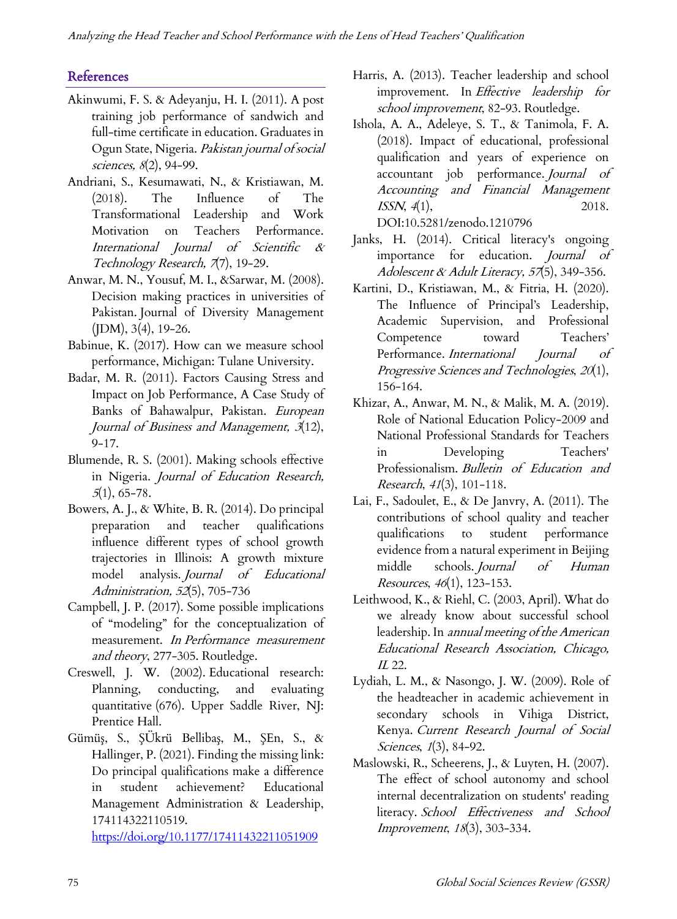## References

Akinwumi, F. S. & Adeyanju, H. I. (2011). A post training job performance of sandwich and full-time certificate in education. Graduates in Ogun State, Nigeria. *Pakistan journal of social sciences, 8*(2), 94-99.

Andriani, S., Kesumawati, N., & Kristiawan, M. (2018). The Influence of The Transformational Leadership and Work Motivation on Teachers Performance. *International Journal of Scientific & Technology Research, 7*(7), 19-29.

Anwar, M. N., Yousuf, M. I., &Sarwar, M. (2008). Decision making practices in universities of Pakistan. Journal of Diversity Management (JDM), 3(4), 19-26.

Babinue, K. (2017). How can we measure school performance, Michigan: Tulane University.

Badar, M. R. (2011). Factors Causing Stress and Impact on Job Performance, A Case Study of Banks of Bahawalpur, Pakistan. *European Journal of Business and Management, 3*(12), 9-17.

Blumende, R. S. (2001). Making schools effective in Nigeria. *Journal of Education Research, 5*(1), 65-78.

Bowers, A. J., & White, B. R. (2014). Do principal preparation and teacher qualifications influence different types of school growth trajectories in Illinois: A growth mixture model analysis. *Journal of Educational Administration, 52*(5), 705-736

Campbell, J. P. (2017). Some possible implications of "modeling" for the conceptualization of measurement. *In Performance measurement and theory*, 277-305. Routledge.

Creswell, J. W. (2002). Educational research: Planning, conducting, and evaluating quantitative (676). Upper Saddle River, NJ: Prentice Hall.

Gümüş, S., ŞÜkrü Bellibaş, M., ŞEn, S., & Hallinger, P. (2021). Finding the missing link: Do principal qualifications make a difference in student achievement? Educational Management Administration & Leadership, 174114322110519. https://doi.org/10.1177/17411432211051909

Harris, A. (2013). Teacher leadership and school improvement. In *Effective leadership for school improvement*, 82-93. Routledge.

Ishola, A. A., Adeleye, S. T., & Tanimola, F. A. (2018). Impact of educational, professional qualification and years of experience on accountant job performance. *Journal of Accounting and Financial Management ISSN, 4*(1), 2018. DOI:10.5281/zenodo.1210796

Janks, H. (2014). Critical literacy's ongoing importance for education. *Journal of Adolescent & Adult Literacy, 57*(5), 349-356.

Kartini, D., Kristiawan, M., & Fitria, H. (2020). The Influence of Principal's Leadership, Academic Supervision, and Professional Competence toward Teachers' Performance. *International Journal of Progressive Sciences and Technologies*, *20*(1), 156-164.

Khizar, A., Anwar, M. N., & Malik, M. A. (2019). Role of National Education Policy-2009 and National Professional Standards for Teachers in Developing Teachers' Professionalism. *Bulletin of Education and Research*, *41*(3), 101-118.

Lai, F., Sadoulet, E., & De Janvry, A. (2011). The contributions of school quality and teacher qualifications to student performance evidence from a natural experiment in Beijing middle schools. *Journal of Human Resources*, *46*(1), 123-153.

Leithwood, K., & Riehl, C. (2003, April). What do we already know about successful school leadership. In *annual meeting of the American Educational Research Association, Chicago, IL* 22.

Lydiah, L. M., & Nasongo, J. W. (2009). Role of the headteacher in academic achievement in secondary schools in Vihiga District, Kenya. *Current Research Journal of Social Sciences*, *1*(3), 84-92.

Maslowski, R., Scheerens, J., & Luyten, H. (2007). The effect of school autonomy and school internal decentralization on students' reading literacy. *School Effectiveness and School Improvement*, *18*(3), 303-334.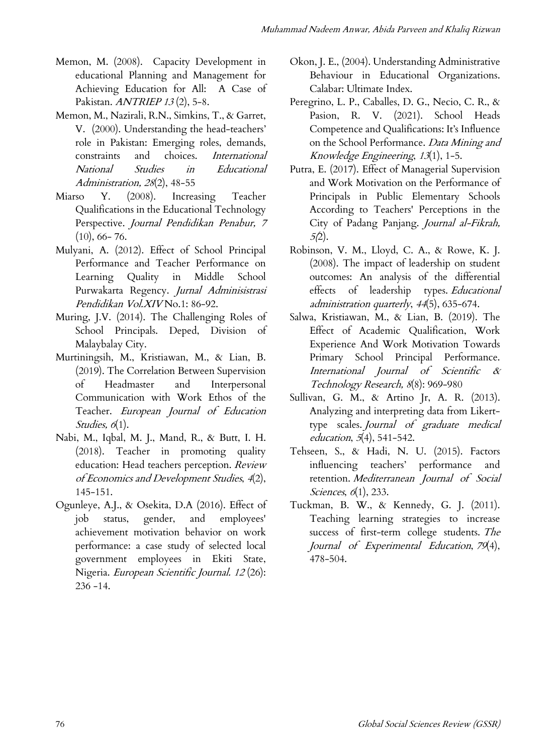Memon, M. (2008). Capacity Development in educational Planning and Management for Achieving Education for All: A Case of Pakistan. *ANTRIEP 13* (2), 5-8.

Memon, M., Nazirali, R.N., Simkins, T., & Garret, V. (2000). Understanding the head-teachers' role in Pakistan: Emerging roles, demands, constraints and choices. *International National Studies in Educational Administration, 28*(2), 48-55

Miarso Y. (2008). Increasing Teacher Qualifications in the Educational Technology Perspective. *Journal Pendidikan Penabur, 7* (10), 66- 76.

Mulyani, A. (2012). Effect of School Principal Performance and Teacher Performance on Learning Quality in Middle School Purwakarta Regency. *Jurnal Adminisistrasi Pendidikan Vol.XIV* No.1: 86-92.

Muring, J.V. (2014). The Challenging Roles of School Principals. Deped, Division of Malaybalay City.

Murtiningsih, M., Kristiawan, M., & Lian, B. (2019). The Correlation Between Supervision of Headmaster and Interpersonal Communication with Work Ethos of the Teacher. *European Journal of Education Studies, 6*(1).

Nabi, M., Iqbal, M. J., Mand, R., & Butt, I. H. (2018). Teacher in promoting quality education: Head teachers perception. *Review of Economics and Development Studies*, *4*(2), 145-151.

Ogunleye, A.J., & Osekita, D.A (2016). Effect of job status, gender, and employees' achievement motivation behavior on work performance: a case study of selected local government employees in Ekiti State, Nigeria. *European Scientific Journal. 12* (26): 236 -14.

Okon, J. E., (2004). Understanding Administrative Behaviour in Educational Organizations. Calabar: Ultimate Index.

Peregrino, L. P., Caballes, D. G., Necio, C. R., & Pasion, R. V. (2021). School Heads Competence and Qualifications: It's Influence on the School Performance. *Data Mining and Knowledge Engineering*, *13*(1), 1-5.

Putra, E. (2017). Effect of Managerial Supervision and Work Motivation on the Performance of Principals in Public Elementary Schools According to Teachers' Perceptions in the City of Padang Panjang. *Journal al-Fikrah, 5(*2).

Robinson, V. M., Lloyd, C. A., & Rowe, K. J. (2008). The impact of leadership on student outcomes: An analysis of the differential effects of leadership types. *Educational administration quarterly*, *44*(5), 635-674.

Salwa, Kristiawan, M., & Lian, B. (2019). The Effect of Academic Qualification, Work Experience And Work Motivation Towards Primary School Principal Performance. *International Journal of Scientific & Technology Research, 8*(8): 969-980

Sullivan, G. M., & Artino Jr, A. R. (2013). Analyzing and interpreting data from Likert-type scales. *Journal of graduate medical education*, *5*(4), 541-542.

Tehseen, S., & Hadi, N. U. (2015). Factors influencing teachers' performance and retention. *Mediterranean Journal of Social Sciences*, *6*(1), 233.

Tuckman, B. W., & Kennedy, G. J. (2011). Teaching learning strategies to increase success of first-term college students. *The Journal of Experimental Education*, *79*(4), 478-504.